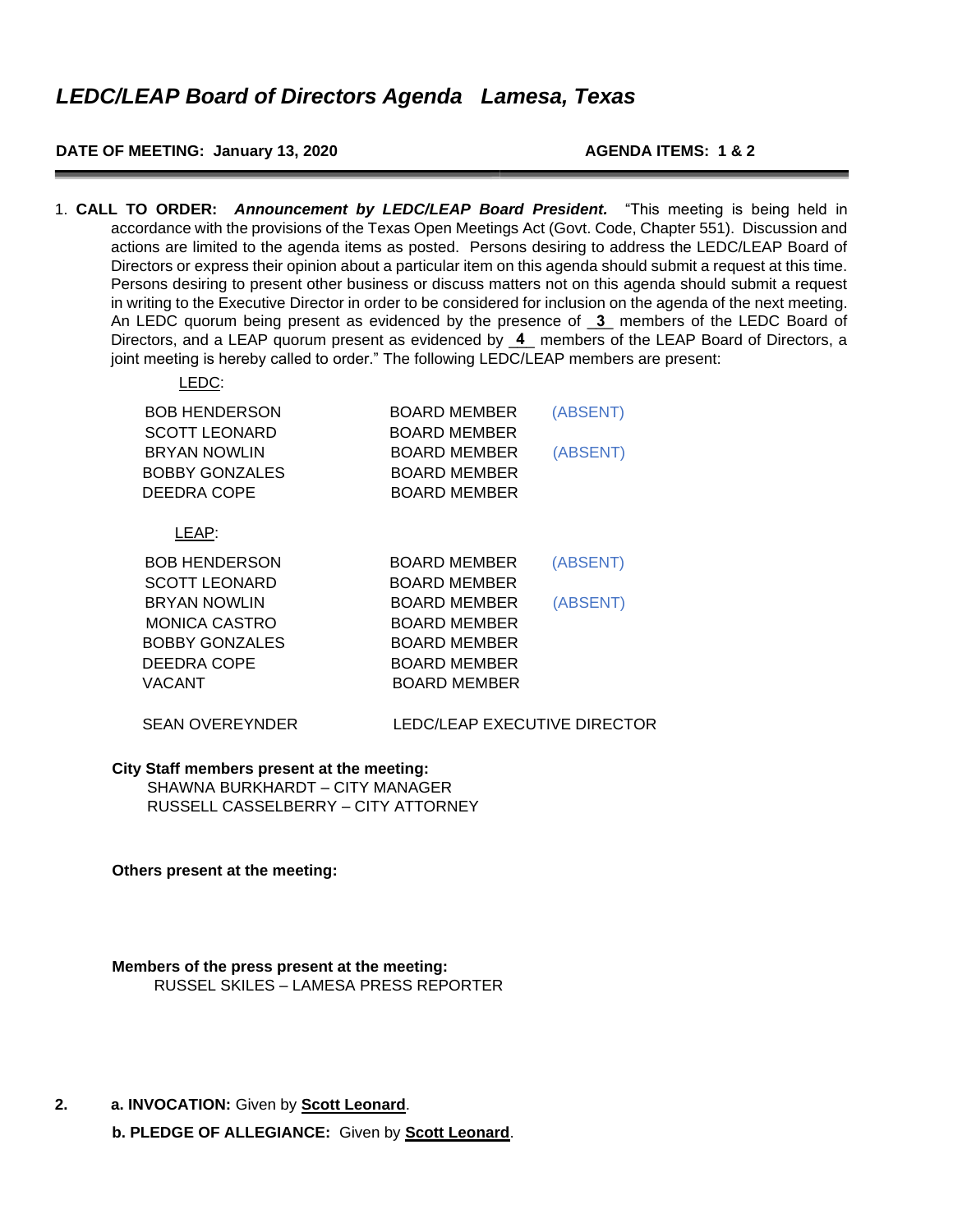# *LEDC/LEAP Board of Directors Agenda Lamesa, Texas*

**DATE OF MEETING: January 13, 2020** **AGENDA ITEMS: 1 & 2**

---

1. **CALL TO ORDER:** ***Announcement by LEDC/LEAP Board President.*** "This meeting is being held in accordance with the provisions of the Texas Open Meetings Act (Govt. Code, Chapter 551). Discussion and actions are limited to the agenda items as posted. Persons desiring to address the LEDC/LEAP Board of Directors or express their opinion about a particular item on this agenda should submit a request at this time. Persons desiring to present other business or discuss matters not on this agenda should submit a request in writing to the Executive Director in order to be considered for inclusion on the agenda of the next meeting. An LEDC quorum being present as evidenced by the presence of **3** members of the LEDC Board of Directors, and a LEAP quorum present as evidenced by **4** members of the LEAP Board of Directors, a joint meeting is hereby called to order." The following LEDC/LEAP members are present:

LEDC:

| | | |
|---|---|---|
| BOB HENDERSON | BOARD MEMBER | (ABSENT) |
| SCOTT LEONARD | BOARD MEMBER | |
| BRYAN NOWLIN | BOARD MEMBER | (ABSENT) |
| BOBBY GONZALES | BOARD MEMBER | |
| DEEDRA COPE | BOARD MEMBER | |

LEAP:

| | | |
|---|---|---|
| BOB HENDERSON | BOARD MEMBER | (ABSENT) |
| SCOTT LEONARD | BOARD MEMBER | |
| BRYAN NOWLIN | BOARD MEMBER | (ABSENT) |
| MONICA CASTRO | BOARD MEMBER | |
| BOBBY GONZALES | BOARD MEMBER | |
| DEEDRA COPE | BOARD MEMBER | |
| VACANT | BOARD MEMBER | |
| | | |
| SEAN OVEREYNDER | LEDC/LEAP EXECUTIVE DIRECTOR | |

**City Staff members present at the meeting:**
SHAWNA BURKHARDT – CITY MANAGER
RUSSELL CASSELBERRY – CITY ATTORNEY

**Others present at the meeting:**

**Members of the press present at the meeting:**
RUSSEL SKILES – LAMESA PRESS REPORTER

2. **a. INVOCATION:** Given by **Scott Leonard**.

   **b. PLEDGE OF ALLEGIANCE:** Given by **Scott Leonard**.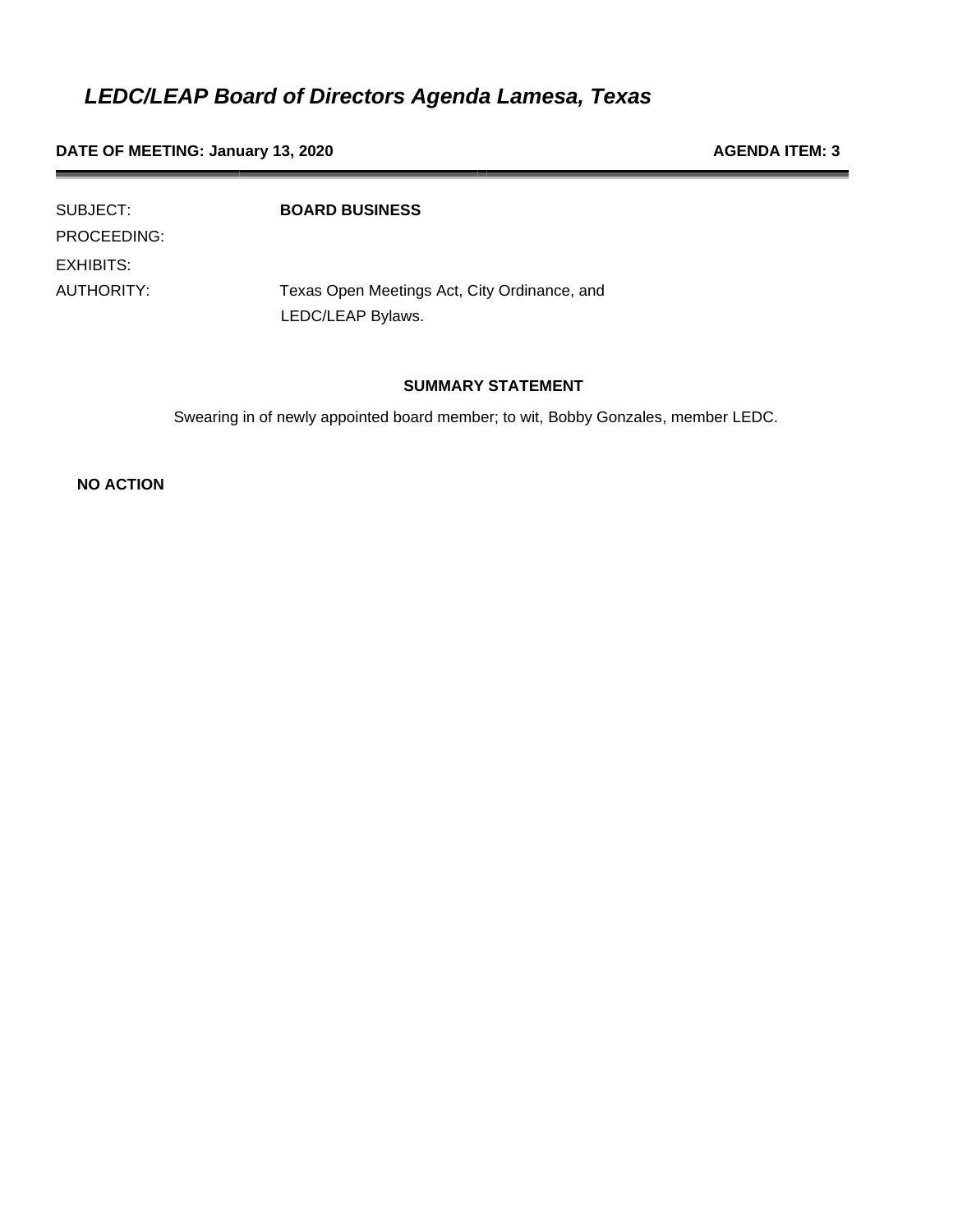# *LEDC/LEAP Board of Directors Agenda Lamesa, Texas*

**DATE OF MEETING: January 13, 2020** **AGENDA ITEM: 3**

---

| | |
|---|---|
| SUBJECT: | **BOARD BUSINESS** |
| PROCEEDING: | |
| EXHIBITS: | |
| AUTHORITY: | Texas Open Meetings Act, City Ordinance, and LEDC/LEAP Bylaws. |

**SUMMARY STATEMENT**

Swearing in of newly appointed board member; to wit, Bobby Gonzales, member LEDC.

**NO ACTION**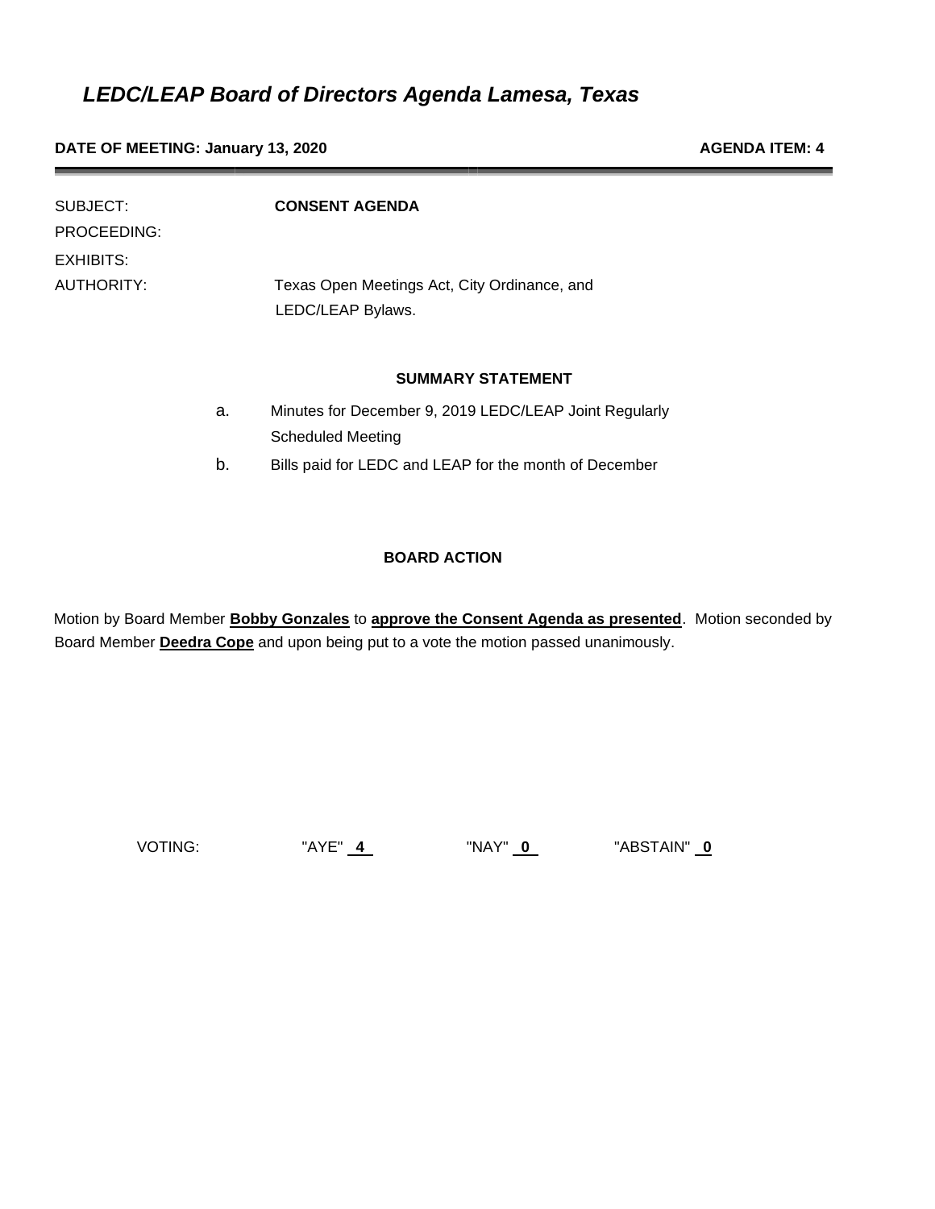# *LEDC/LEAP Board of Directors Agenda Lamesa, Texas*

**DATE OF MEETING: January 13, 2020** **AGENDA ITEM: 4**

---

SUBJECT: **CONSENT AGENDA**

PROCEEDING:

EXHIBITS:

AUTHORITY: Texas Open Meetings Act, City Ordinance, and LEDC/LEAP Bylaws.

**SUMMARY STATEMENT**

a. Minutes for December 9, 2019 LEDC/LEAP Joint Regularly Scheduled Meeting

b. Bills paid for LEDC and LEAP for the month of December

**BOARD ACTION**

Motion by Board Member **Bobby Gonzales** to **approve the Consent Agenda as presented**. Motion seconded by Board Member **Deedra Cope** and upon being put to a vote the motion passed unanimously.

VOTING: "AYE" **4** "NAY" **0** "ABSTAIN" **0**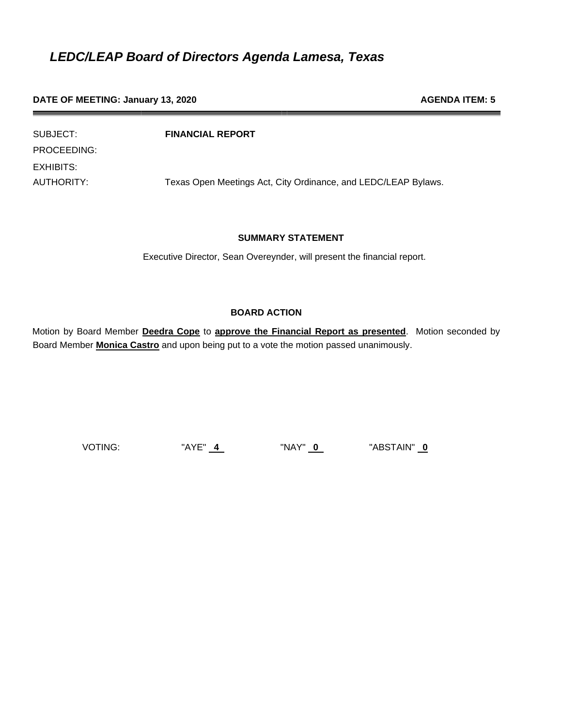# *LEDC/LEAP Board of Directors Agenda Lamesa, Texas*

**DATE OF MEETING: January 13, 2020** **AGENDA ITEM: 5**

SUBJECT: **FINANCIAL REPORT**

PROCEEDING:

EXHIBITS:

AUTHORITY: Texas Open Meetings Act, City Ordinance, and LEDC/LEAP Bylaws.

**SUMMARY STATEMENT**

Executive Director, Sean Overeynder, will present the financial report.

**BOARD ACTION**

Motion by Board Member **Deedra Cope** to **approve the Financial Report as presented**. Motion seconded by Board Member **Monica Castro** and upon being put to a vote the motion passed unanimously.

VOTING: "AYE" **4** "NAY" **0** "ABSTAIN" **0**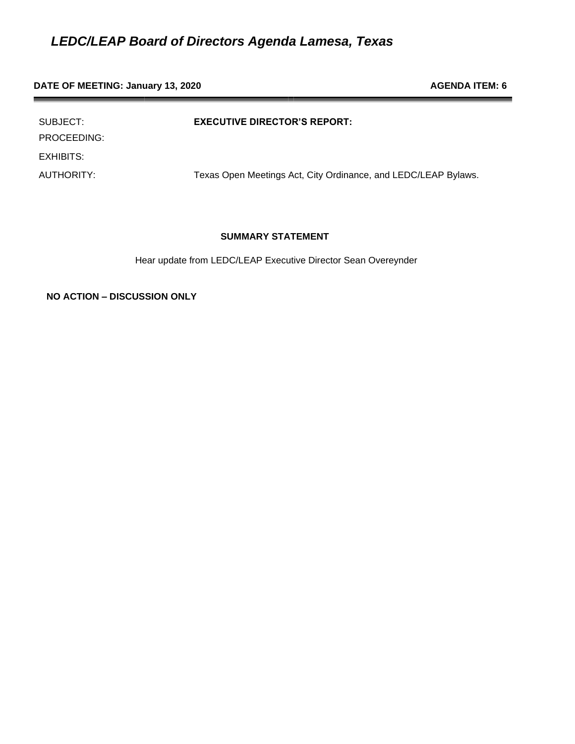# *LEDC/LEAP Board of Directors Agenda Lamesa, Texas*

**DATE OF MEETING: January 13, 2020** **AGENDA ITEM: 6**

| | |
|---|---|
| SUBJECT: | **EXECUTIVE DIRECTOR'S REPORT:** |
| PROCEEDING: | |
| EXHIBITS: | |
| AUTHORITY: | Texas Open Meetings Act, City Ordinance, and LEDC/LEAP Bylaws. |

**SUMMARY STATEMENT**

Hear update from LEDC/LEAP Executive Director Sean Overeynder

**NO ACTION – DISCUSSION ONLY**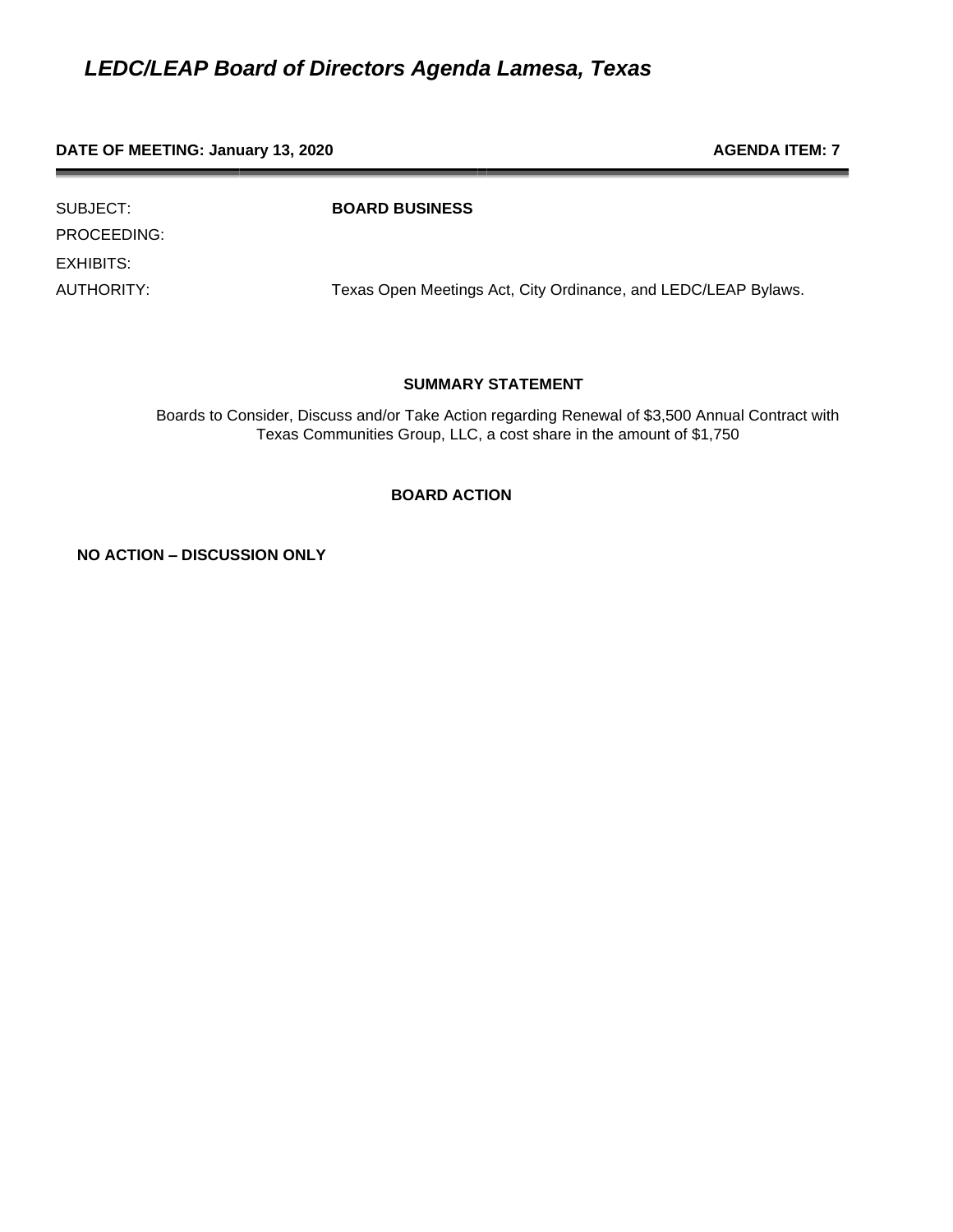# *LEDC/LEAP Board of Directors Agenda Lamesa, Texas*

**DATE OF MEETING: January 13, 2020** **AGENDA ITEM: 7**

| | |
|---|---|
| SUBJECT: | **BOARD BUSINESS** |
| PROCEEDING: | |
| EXHIBITS: | |
| AUTHORITY: | Texas Open Meetings Act, City Ordinance, and LEDC/LEAP Bylaws. |

**SUMMARY STATEMENT**

Boards to Consider, Discuss and/or Take Action regarding Renewal of $3,500 Annual Contract with Texas Communities Group, LLC, a cost share in the amount of $1,750

**BOARD ACTION**

**NO ACTION – DISCUSSION ONLY**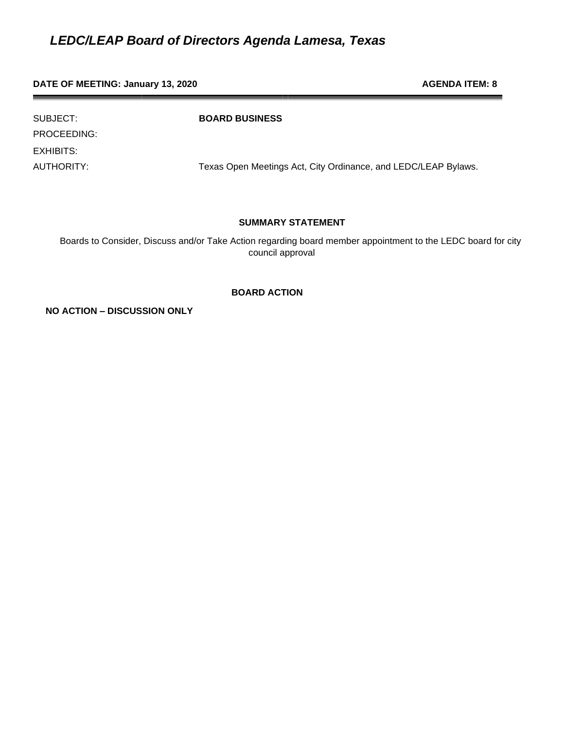# *LEDC/LEAP Board of Directors Agenda Lamesa, Texas*

**DATE OF MEETING: January 13, 2020** **AGENDA ITEM: 8**

---

SUBJECT: **BOARD BUSINESS**

PROCEEDING:

EXHIBITS:

AUTHORITY: Texas Open Meetings Act, City Ordinance, and LEDC/LEAP Bylaws.

**SUMMARY STATEMENT**

Boards to Consider, Discuss and/or Take Action regarding board member appointment to the LEDC board for city council approval

**BOARD ACTION**

**NO ACTION – DISCUSSION ONLY**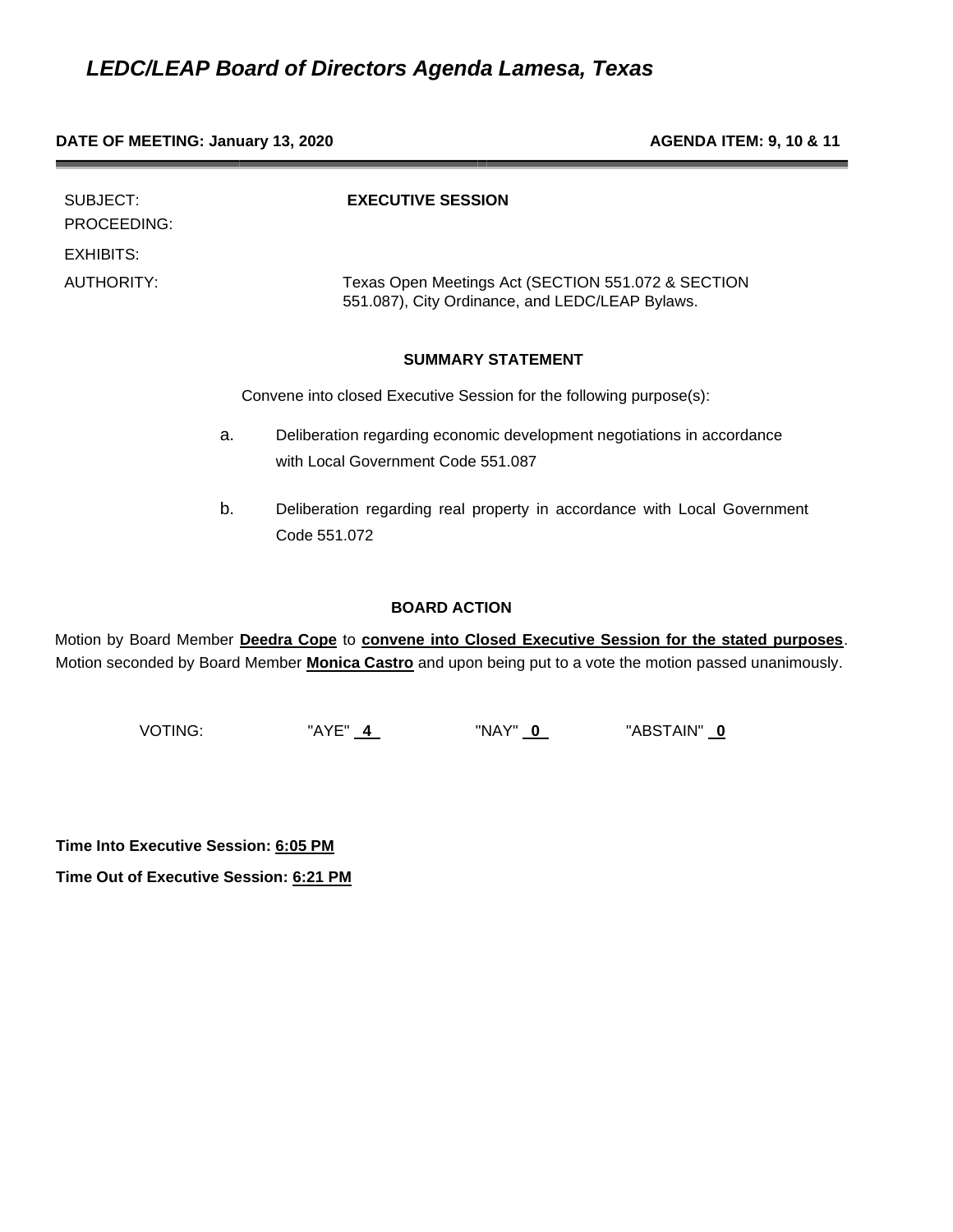# *LEDC/LEAP Board of Directors Agenda Lamesa, Texas*

**DATE OF MEETING: January 13, 2020** **AGENDA ITEM: 9, 10 & 11**

| | |
|---|---|
| SUBJECT: | **EXECUTIVE SESSION** |
| PROCEEDING: | |
| EXHIBITS: | |
| AUTHORITY: | Texas Open Meetings Act (SECTION 551.072 & SECTION 551.087), City Ordinance, and LEDC/LEAP Bylaws. |

**SUMMARY STATEMENT**

Convene into closed Executive Session for the following purpose(s):

a. Deliberation regarding economic development negotiations in accordance with Local Government Code 551.087

b. Deliberation regarding real property in accordance with Local Government Code 551.072

**BOARD ACTION**

Motion by Board Member **Deedra Cope** to **convene into Closed Executive Session for the stated purposes**. Motion seconded by Board Member **Monica Castro** and upon being put to a vote the motion passed unanimously.

VOTING: "AYE" **4** "NAY" **0** "ABSTAIN" **0**

**Time Into Executive Session: 6:05 PM**

**Time Out of Executive Session: 6:21 PM**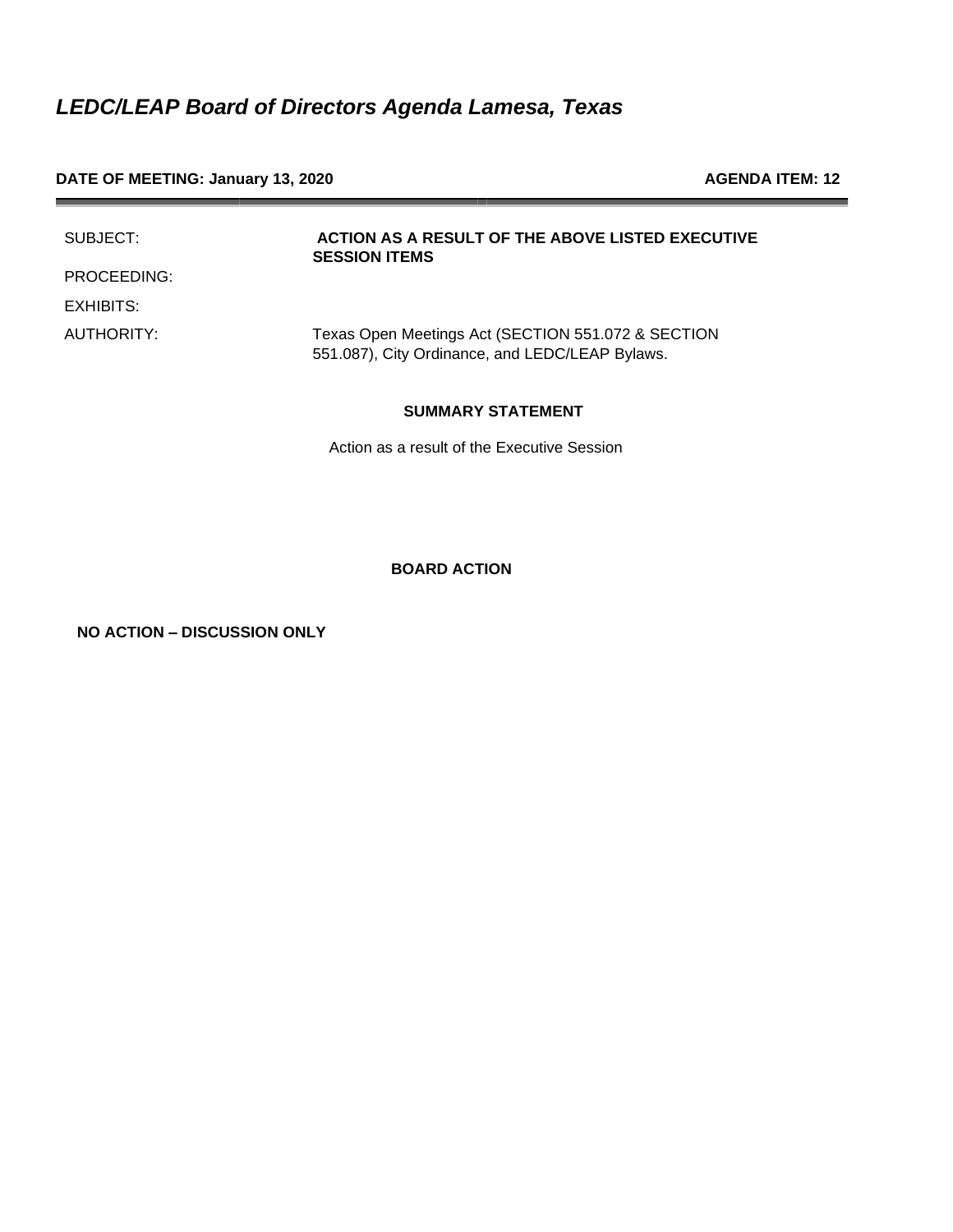# *LEDC/LEAP Board of Directors Agenda Lamesa, Texas*

**DATE OF MEETING: January 13, 2020** **AGENDA ITEM: 12**

| | |
|---|---|
| SUBJECT: | **ACTION AS A RESULT OF THE ABOVE LISTED EXECUTIVE SESSION ITEMS** |
| PROCEEDING: | |
| EXHIBITS: | |
| AUTHORITY: | Texas Open Meetings Act (SECTION 551.072 & SECTION 551.087), City Ordinance, and LEDC/LEAP Bylaws. |

**SUMMARY STATEMENT**

Action as a result of the Executive Session

**BOARD ACTION**

**NO ACTION – DISCUSSION ONLY**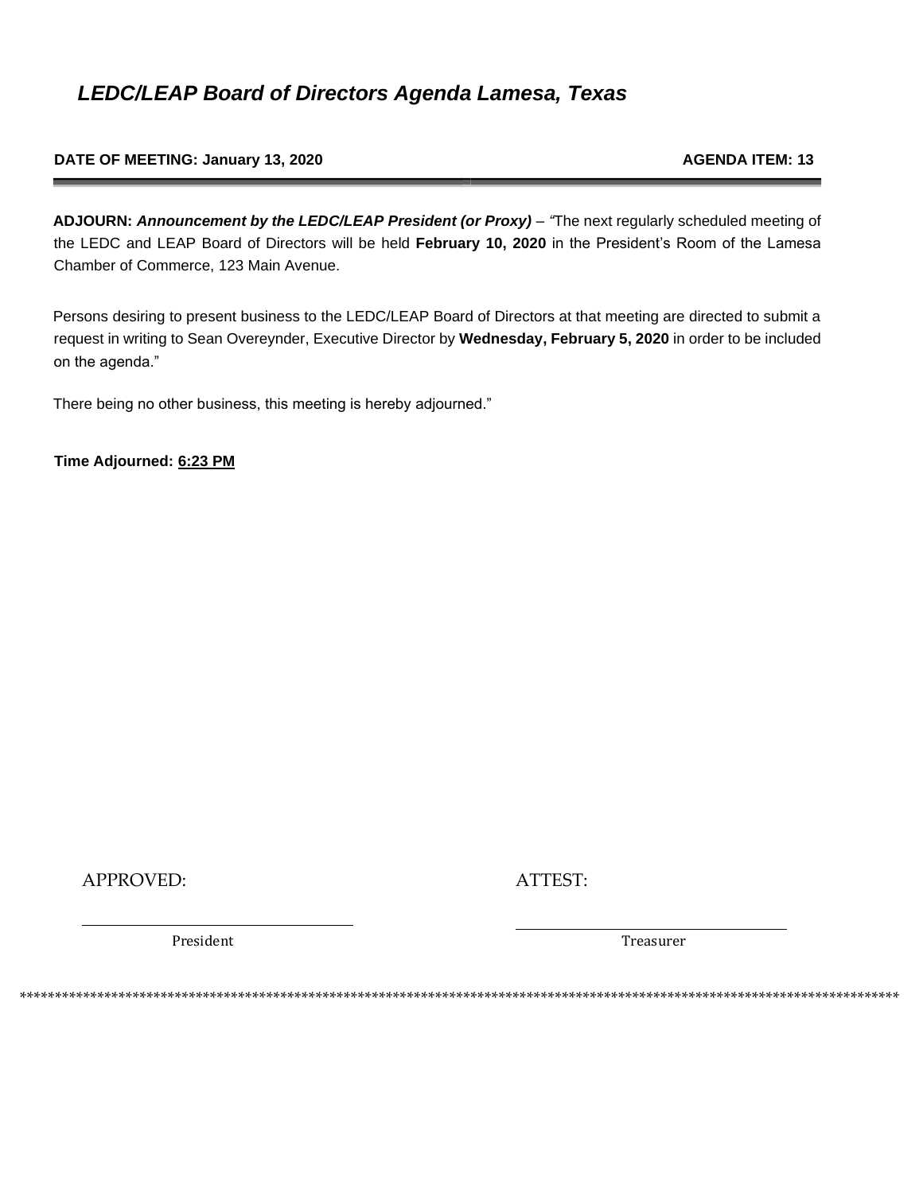# *LEDC/LEAP Board of Directors Agenda Lamesa, Texas*

**DATE OF MEETING: January 13, 2020** **AGENDA ITEM: 13**

**ADJOURN:** ***Announcement by the LEDC/LEAP President (or Proxy)*** – *"*The next regularly scheduled meeting of the LEDC and LEAP Board of Directors will be held **February 10, 2020** in the President's Room of the Lamesa Chamber of Commerce, 123 Main Avenue.

Persons desiring to present business to the LEDC/LEAP Board of Directors at that meeting are directed to submit a request in writing to Sean Overeynder, Executive Director by **Wednesday, February 5, 2020** in order to be included on the agenda."

There being no other business, this meeting is hereby adjourned."

**Time Adjourned: 6:23 PM**

APPROVED:

\_\_\_\_\_\_\_\_\_\_\_\_\_\_\_\_\_\_\_\_\_\_\_\_\_\_\_\_\_\_
President

ATTEST:

\_\_\_\_\_\_\_\_\_\_\_\_\_\_\_\_\_\_\_\_\_\_\_\_\_\_\_\_\_\_
Treasurer

\*\*\*\*\*\*\*\*\*\*\*\*\*\*\*\*\*\*\*\*\*\*\*\*\*\*\*\*\*\*\*\*\*\*\*\*\*\*\*\*\*\*\*\*\*\*\*\*\*\*\*\*\*\*\*\*\*\*\*\*\*\*\*\*\*\*\*\*\*\*\*\*\*\*\*\*\*\*\*\*\*\*\*\*\*\*\*\*\*\*\*\*\*\*\*\*\*\*\*\*\*\*\*\*\*\*\*\*\*\*\*\*\*\*